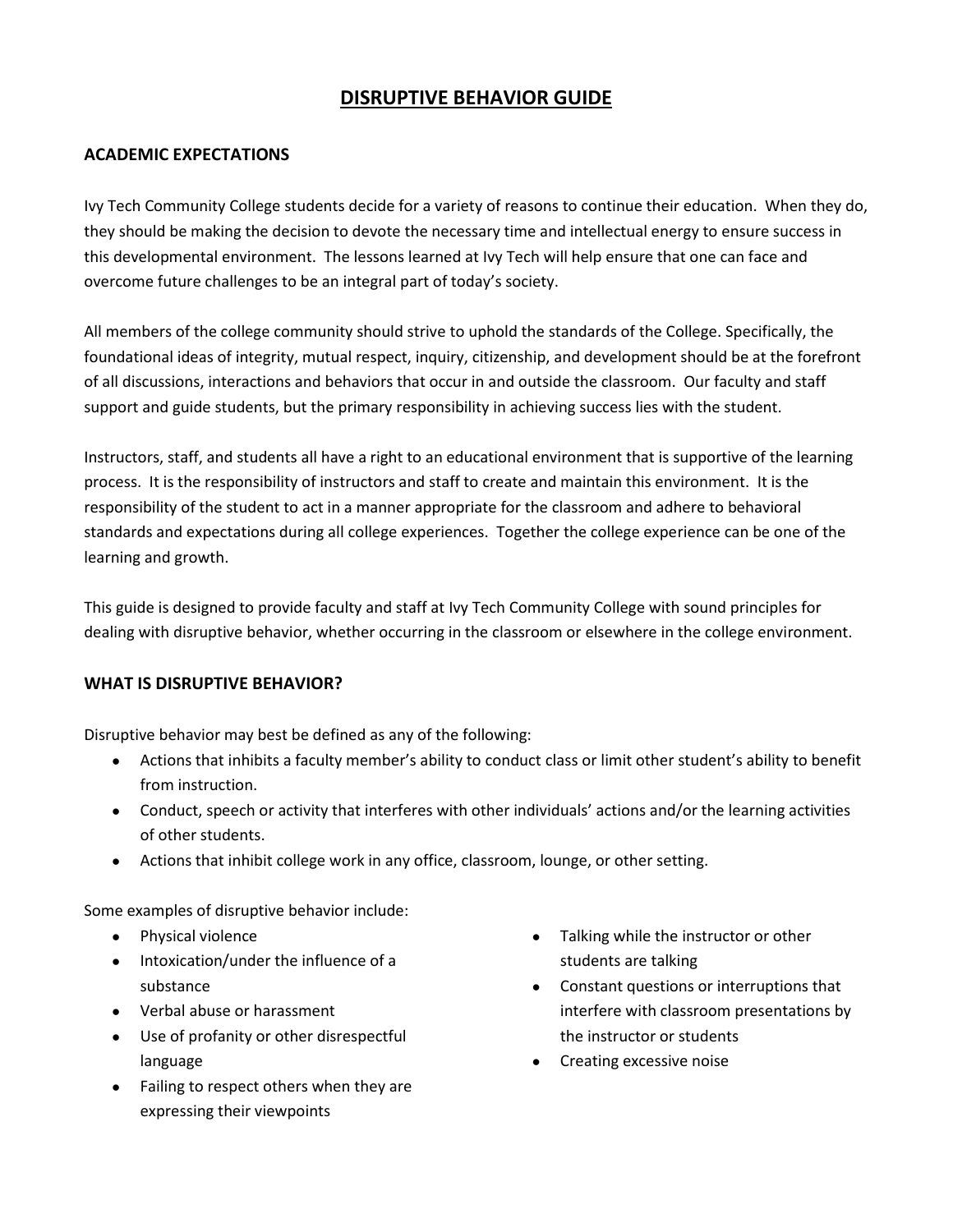# DISRUPTIVE BEHAVIOR GUIDE

## ACADEMIC EXPECTATIONS

Ivy Tech Community College students decide for a variety of reasons to continue their education. When they do, they should be making the decision to devote the necessary time and intellectual energy to ensure success in this developmental environment. The lessons learned at Ivy Tech will help ensure that one can face and overcome future challenges to be an integral part of today's society.

All members of the college community should strive to uphold the standards of the College. Specifically, the foundational ideas of integrity, mutual respect, inquiry, citizenship, and development should be at the forefront of all discussions, interactions and behaviors that occur in and outside the classroom. Our faculty and staff support and guide students, but the primary responsibility in achieving success lies with the student.

Instructors, staff, and students all have a right to an educational environment that is supportive of the learning process. It is the responsibility of instructors and staff to create and maintain this environment. It is the responsibility of the student to act in a manner appropriate for the classroom and adhere to behavioral standards and expectations during all college experiences. Together the college experience can be one of the learning and growth.

This guide is designed to provide faculty and staff at Ivy Tech Community College with sound principles for dealing with disruptive behavior, whether occurring in the classroom or elsewhere in the college environment.

## WHAT IS DISRUPTIVE BEHAVIOR?

Disruptive behavior may best be defined as any of the following:

- Actions that inhibits a faculty member's ability to conduct class or limit other student's ability to benefit from instruction.
- Conduct, speech or activity that interferes with other individuals' actions and/or the learning activities of other students.
- Actions that inhibit college work in any office, classroom, lounge, or other setting.

Some examples of disruptive behavior include:

- Physical violence
- Intoxication/under the influence of a substance
- Verbal abuse or harassment
- Use of profanity or other disrespectful language
- Failing to respect others when they are expressing their viewpoints
- Talking while the instructor or other students are talking
- Constant questions or interruptions that interfere with classroom presentations by the instructor or students
- Creating excessive noise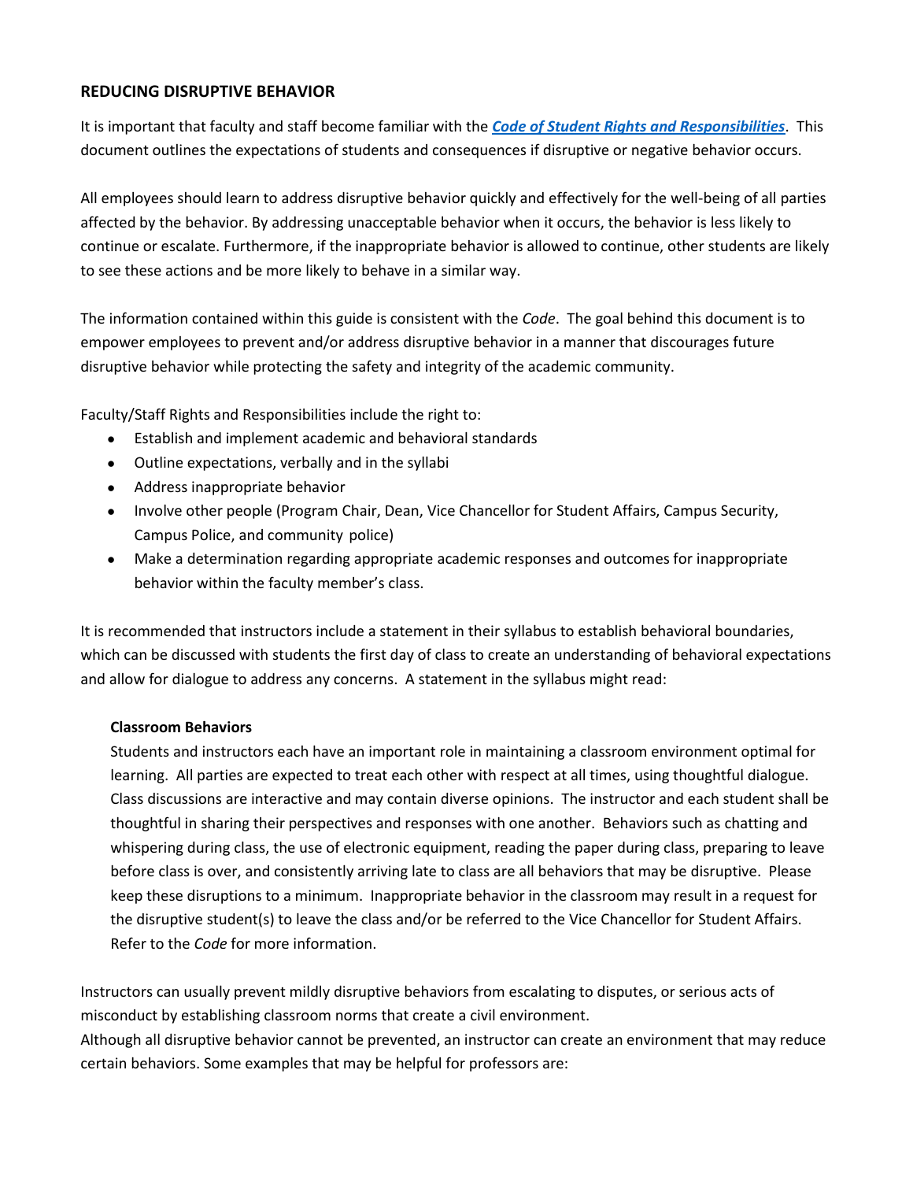## REDUCING DISRUPTIVE BEHAVIOR

It is important that faculty and staff become familiar with the ***Code of Student Rights and Responsibilities***. This document outlines the expectations of students and consequences if disruptive or negative behavior occurs.

All employees should learn to address disruptive behavior quickly and effectively for the well-being of all parties affected by the behavior. By addressing unacceptable behavior when it occurs, the behavior is less likely to continue or escalate. Furthermore, if the inappropriate behavior is allowed to continue, other students are likely to see these actions and be more likely to behave in a similar way.

The information contained within this guide is consistent with the *Code*. The goal behind this document is to empower employees to prevent and/or address disruptive behavior in a manner that discourages future disruptive behavior while protecting the safety and integrity of the academic community.

Faculty/Staff Rights and Responsibilities include the right to:

- Establish and implement academic and behavioral standards
- Outline expectations, verbally and in the syllabi
- Address inappropriate behavior
- Involve other people (Program Chair, Dean, Vice Chancellor for Student Affairs, Campus Security, Campus Police, and community police)
- Make a determination regarding appropriate academic responses and outcomes for inappropriate behavior within the faculty member's class.

It is recommended that instructors include a statement in their syllabus to establish behavioral boundaries, which can be discussed with students the first day of class to create an understanding of behavioral expectations and allow for dialogue to address any concerns. A statement in the syllabus might read:

> **Classroom Behaviors**
>
> Students and instructors each have an important role in maintaining a classroom environment optimal for learning. All parties are expected to treat each other with respect at all times, using thoughtful dialogue. Class discussions are interactive and may contain diverse opinions. The instructor and each student shall be thoughtful in sharing their perspectives and responses with one another. Behaviors such as chatting and whispering during class, the use of electronic equipment, reading the paper during class, preparing to leave before class is over, and consistently arriving late to class are all behaviors that may be disruptive. Please keep these disruptions to a minimum. Inappropriate behavior in the classroom may result in a request for the disruptive student(s) to leave the class and/or be referred to the Vice Chancellor for Student Affairs. Refer to the *Code* for more information.

Instructors can usually prevent mildly disruptive behaviors from escalating to disputes, or serious acts of misconduct by establishing classroom norms that create a civil environment.

Although all disruptive behavior cannot be prevented, an instructor can create an environment that may reduce certain behaviors. Some examples that may be helpful for professors are: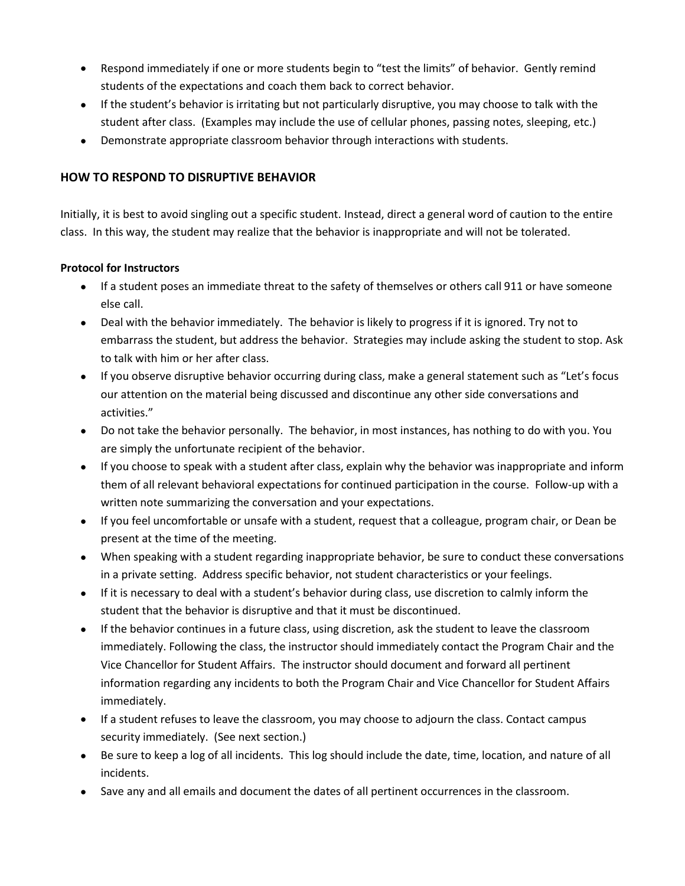- Respond immediately if one or more students begin to “test the limits” of behavior. Gently remind students of the expectations and coach them back to correct behavior.
- If the student’s behavior is irritating but not particularly disruptive, you may choose to talk with the student after class. (Examples may include the use of cellular phones, passing notes, sleeping, etc.)
- Demonstrate appropriate classroom behavior through interactions with students.

## HOW TO RESPOND TO DISRUPTIVE BEHAVIOR

Initially, it is best to avoid singling out a specific student. Instead, direct a general word of caution to the entire class. In this way, the student may realize that the behavior is inappropriate and will not be tolerated.

**Protocol for Instructors**

- If a student poses an immediate threat to the safety of themselves or others call 911 or have someone else call.
- Deal with the behavior immediately. The behavior is likely to progress if it is ignored. Try not to embarrass the student, but address the behavior. Strategies may include asking the student to stop. Ask to talk with him or her after class.
- If you observe disruptive behavior occurring during class, make a general statement such as “Let’s focus our attention on the material being discussed and discontinue any other side conversations and activities.”
- Do not take the behavior personally. The behavior, in most instances, has nothing to do with you. You are simply the unfortunate recipient of the behavior.
- If you choose to speak with a student after class, explain why the behavior was inappropriate and inform them of all relevant behavioral expectations for continued participation in the course. Follow-up with a written note summarizing the conversation and your expectations.
- If you feel uncomfortable or unsafe with a student, request that a colleague, program chair, or Dean be present at the time of the meeting.
- When speaking with a student regarding inappropriate behavior, be sure to conduct these conversations in a private setting. Address specific behavior, not student characteristics or your feelings.
- If it is necessary to deal with a student’s behavior during class, use discretion to calmly inform the student that the behavior is disruptive and that it must be discontinued.
- If the behavior continues in a future class, using discretion, ask the student to leave the classroom immediately. Following the class, the instructor should immediately contact the Program Chair and the Vice Chancellor for Student Affairs. The instructor should document and forward all pertinent information regarding any incidents to both the Program Chair and Vice Chancellor for Student Affairs immediately.
- If a student refuses to leave the classroom, you may choose to adjourn the class. Contact campus security immediately. (See next section.)
- Be sure to keep a log of all incidents. This log should include the date, time, location, and nature of all incidents.
- Save any and all emails and document the dates of all pertinent occurrences in the classroom.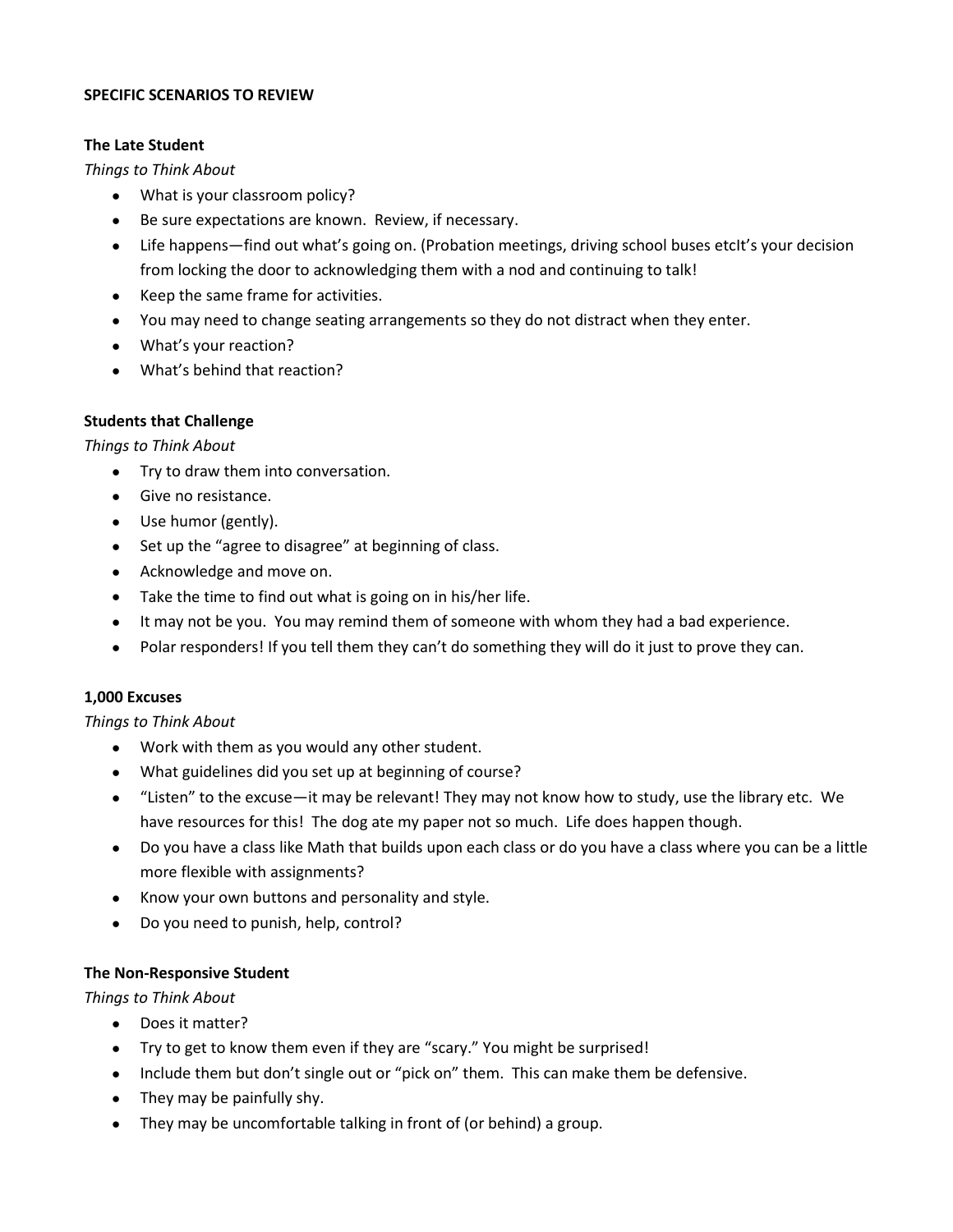**SPECIFIC SCENARIOS TO REVIEW**

**The Late Student**

*Things to Think About*

- What is your classroom policy?
- Be sure expectations are known. Review, if necessary.
- Life happens—find out what's going on. (Probation meetings, driving school buses etcIt's your decision from locking the door to acknowledging them with a nod and continuing to talk!
- Keep the same frame for activities.
- You may need to change seating arrangements so they do not distract when they enter.
- What's your reaction?
- What's behind that reaction?

**Students that Challenge**

*Things to Think About*

- Try to draw them into conversation.
- Give no resistance.
- Use humor (gently).
- Set up the "agree to disagree" at beginning of class.
- Acknowledge and move on.
- Take the time to find out what is going on in his/her life.
- It may not be you. You may remind them of someone with whom they had a bad experience.
- Polar responders! If you tell them they can't do something they will do it just to prove they can.

**1,000 Excuses**

*Things to Think About*

- Work with them as you would any other student.
- What guidelines did you set up at beginning of course?
- "Listen" to the excuse—it may be relevant! They may not know how to study, use the library etc. We have resources for this! The dog ate my paper not so much. Life does happen though.
- Do you have a class like Math that builds upon each class or do you have a class where you can be a little more flexible with assignments?
- Know your own buttons and personality and style.
- Do you need to punish, help, control?

**The Non-Responsive Student**

*Things to Think About*

- Does it matter?
- Try to get to know them even if they are "scary." You might be surprised!
- Include them but don't single out or "pick on" them. This can make them be defensive.
- They may be painfully shy.
- They may be uncomfortable talking in front of (or behind) a group.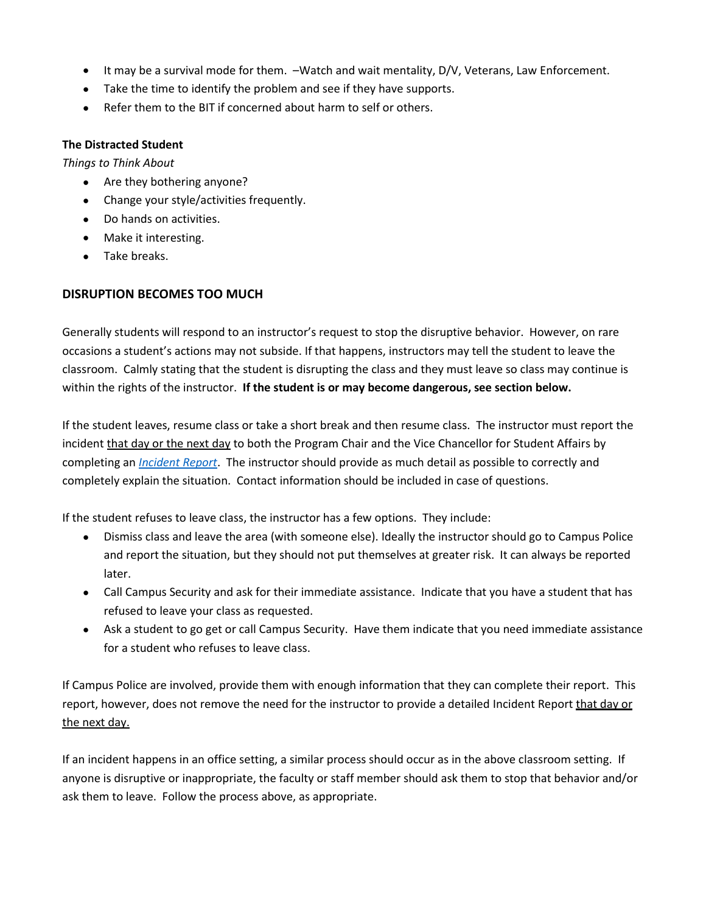- It may be a survival mode for them. –Watch and wait mentality, D/V, Veterans, Law Enforcement.
- Take the time to identify the problem and see if they have supports.
- Refer them to the BIT if concerned about harm to self or others.

**The Distracted Student**

*Things to Think About*

- Are they bothering anyone?
- Change your style/activities frequently.
- Do hands on activities.
- Make it interesting.
- Take breaks.

## DISRUPTION BECOMES TOO MUCH

Generally students will respond to an instructor's request to stop the disruptive behavior. However, on rare occasions a student's actions may not subside. If that happens, instructors may tell the student to leave the classroom. Calmly stating that the student is disrupting the class and they must leave so class may continue is within the rights of the instructor. **If the student is or may become dangerous, see section below.**

If the student leaves, resume class or take a short break and then resume class. The instructor must report the incident that day or the next day to both the Program Chair and the Vice Chancellor for Student Affairs by completing an *Incident Report*. The instructor should provide as much detail as possible to correctly and completely explain the situation. Contact information should be included in case of questions.

If the student refuses to leave class, the instructor has a few options. They include:

- Dismiss class and leave the area (with someone else). Ideally the instructor should go to Campus Police and report the situation, but they should not put themselves at greater risk. It can always be reported later.
- Call Campus Security and ask for their immediate assistance. Indicate that you have a student that has refused to leave your class as requested.
- Ask a student to go get or call Campus Security. Have them indicate that you need immediate assistance for a student who refuses to leave class.

If Campus Police are involved, provide them with enough information that they can complete their report. This report, however, does not remove the need for the instructor to provide a detailed Incident Report that day or the next day.

If an incident happens in an office setting, a similar process should occur as in the above classroom setting. If anyone is disruptive or inappropriate, the faculty or staff member should ask them to stop that behavior and/or ask them to leave. Follow the process above, as appropriate.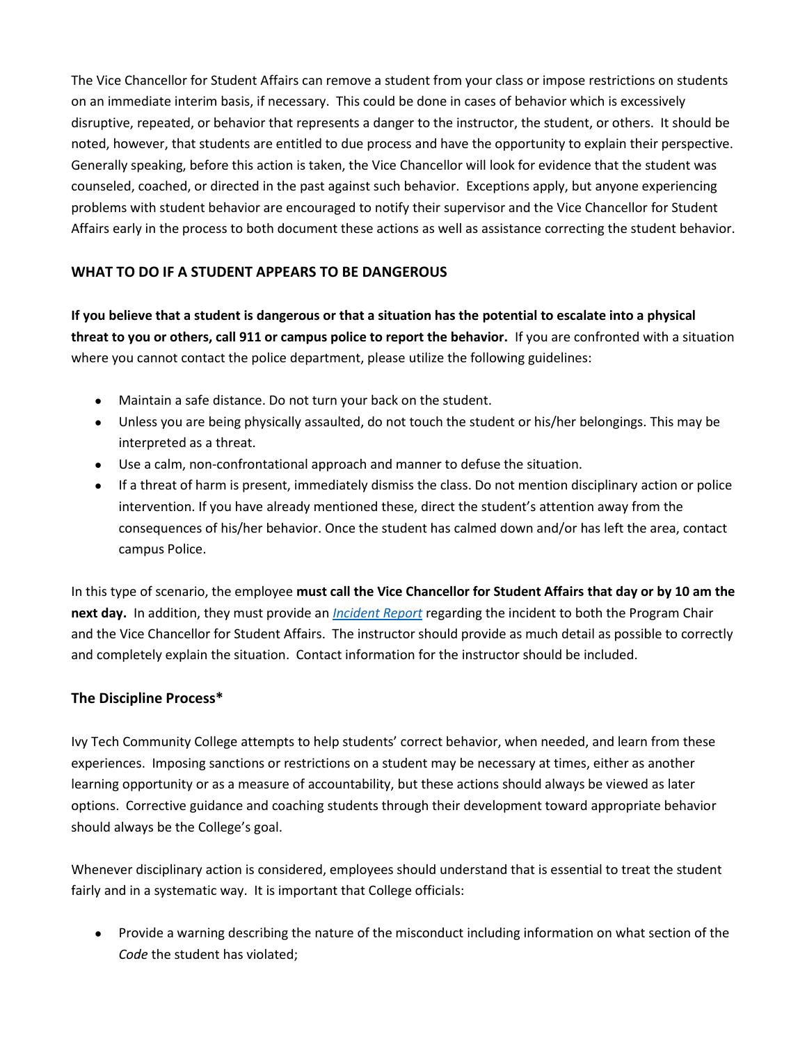The Vice Chancellor for Student Affairs can remove a student from your class or impose restrictions on students on an immediate interim basis, if necessary. This could be done in cases of behavior which is excessively disruptive, repeated, or behavior that represents a danger to the instructor, the student, or others. It should be noted, however, that students are entitled to due process and have the opportunity to explain their perspective. Generally speaking, before this action is taken, the Vice Chancellor will look for evidence that the student was counseled, coached, or directed in the past against such behavior. Exceptions apply, but anyone experiencing problems with student behavior are encouraged to notify their supervisor and the Vice Chancellor for Student Affairs early in the process to both document these actions as well as assistance correcting the student behavior.

## WHAT TO DO IF A STUDENT APPEARS TO BE DANGEROUS

**If you believe that a student is dangerous or that a situation has the potential to escalate into a physical threat to you or others, call 911 or campus police to report the behavior.** If you are confronted with a situation where you cannot contact the police department, please utilize the following guidelines:

- Maintain a safe distance. Do not turn your back on the student.
- Unless you are being physically assaulted, do not touch the student or his/her belongings. This may be interpreted as a threat.
- Use a calm, non-confrontational approach and manner to defuse the situation.
- If a threat of harm is present, immediately dismiss the class. Do not mention disciplinary action or police intervention. If you have already mentioned these, direct the student's attention away from the consequences of his/her behavior. Once the student has calmed down and/or has left the area, contact campus Police.

In this type of scenario, the employee **must call the Vice Chancellor for Student Affairs that day or by 10 am the next day.** In addition, they must provide an *Incident Report* regarding the incident to both the Program Chair and the Vice Chancellor for Student Affairs. The instructor should provide as much detail as possible to correctly and completely explain the situation. Contact information for the instructor should be included.

## The Discipline Process*

Ivy Tech Community College attempts to help students' correct behavior, when needed, and learn from these experiences. Imposing sanctions or restrictions on a student may be necessary at times, either as another learning opportunity or as a measure of accountability, but these actions should always be viewed as later options. Corrective guidance and coaching students through their development toward appropriate behavior should always be the College's goal.

Whenever disciplinary action is considered, employees should understand that is essential to treat the student fairly and in a systematic way. It is important that College officials:

- Provide a warning describing the nature of the misconduct including information on what section of the *Code* the student has violated;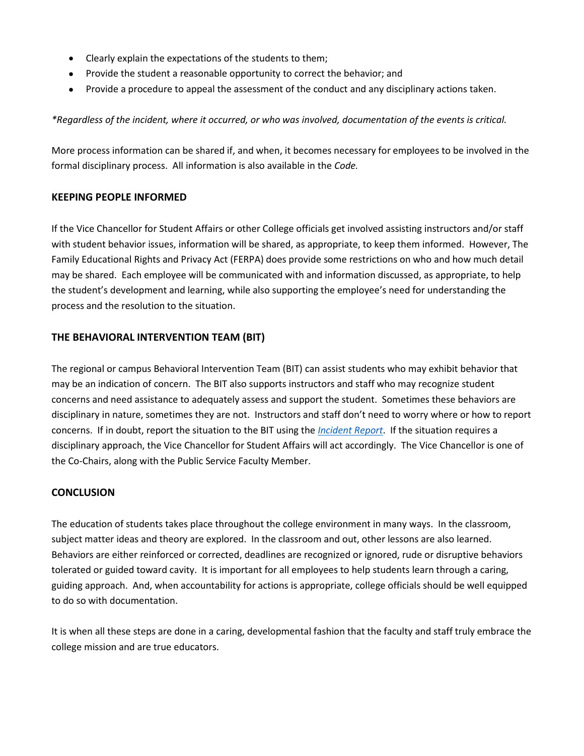- Clearly explain the expectations of the students to them;
- Provide the student a reasonable opportunity to correct the behavior; and
- Provide a procedure to appeal the assessment of the conduct and any disciplinary actions taken.

*\*Regardless of the incident, where it occurred, or who was involved, documentation of the events is critical.*

More process information can be shared if, and when, it becomes necessary for employees to be involved in the formal disciplinary process. All information is also available in the *Code.*

## KEEPING PEOPLE INFORMED

If the Vice Chancellor for Student Affairs or other College officials get involved assisting instructors and/or staff with student behavior issues, information will be shared, as appropriate, to keep them informed. However, The Family Educational Rights and Privacy Act (FERPA) does provide some restrictions on who and how much detail may be shared. Each employee will be communicated with and information discussed, as appropriate, to help the student's development and learning, while also supporting the employee's need for understanding the process and the resolution to the situation.

## THE BEHAVIORAL INTERVENTION TEAM (BIT)

The regional or campus Behavioral Intervention Team (BIT) can assist students who may exhibit behavior that may be an indication of concern. The BIT also supports instructors and staff who may recognize student concerns and need assistance to adequately assess and support the student. Sometimes these behaviors are disciplinary in nature, sometimes they are not. Instructors and staff don't need to worry where or how to report concerns. If in doubt, report the situation to the BIT using the *Incident Report*. If the situation requires a disciplinary approach, the Vice Chancellor for Student Affairs will act accordingly. The Vice Chancellor is one of the Co-Chairs, along with the Public Service Faculty Member.

## CONCLUSION

The education of students takes place throughout the college environment in many ways. In the classroom, subject matter ideas and theory are explored. In the classroom and out, other lessons are also learned. Behaviors are either reinforced or corrected, deadlines are recognized or ignored, rude or disruptive behaviors tolerated or guided toward cavity. It is important for all employees to help students learn through a caring, guiding approach. And, when accountability for actions is appropriate, college officials should be well equipped to do so with documentation.

It is when all these steps are done in a caring, developmental fashion that the faculty and staff truly embrace the college mission and are true educators.